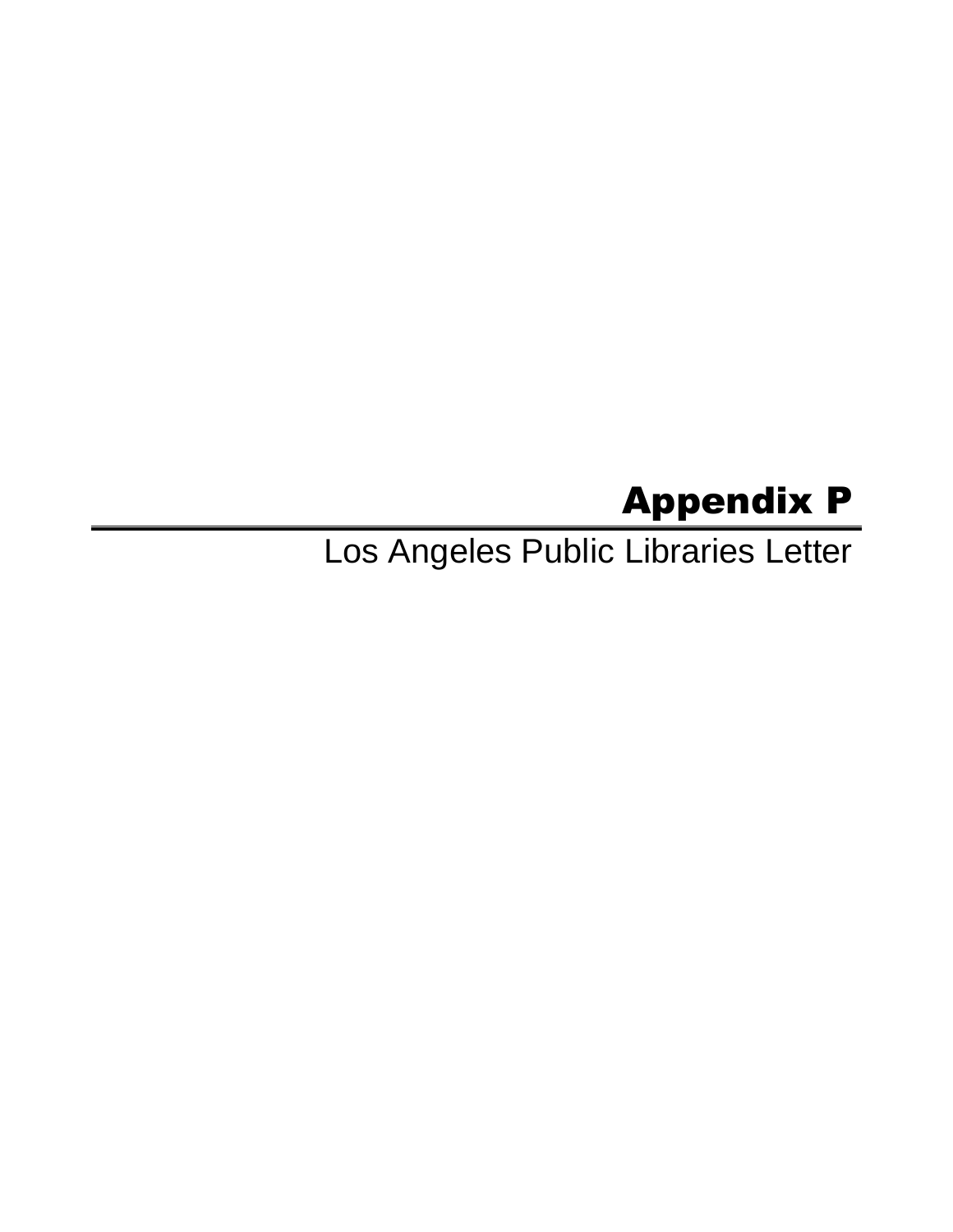# Appendix P

Los Angeles Public Libraries Letter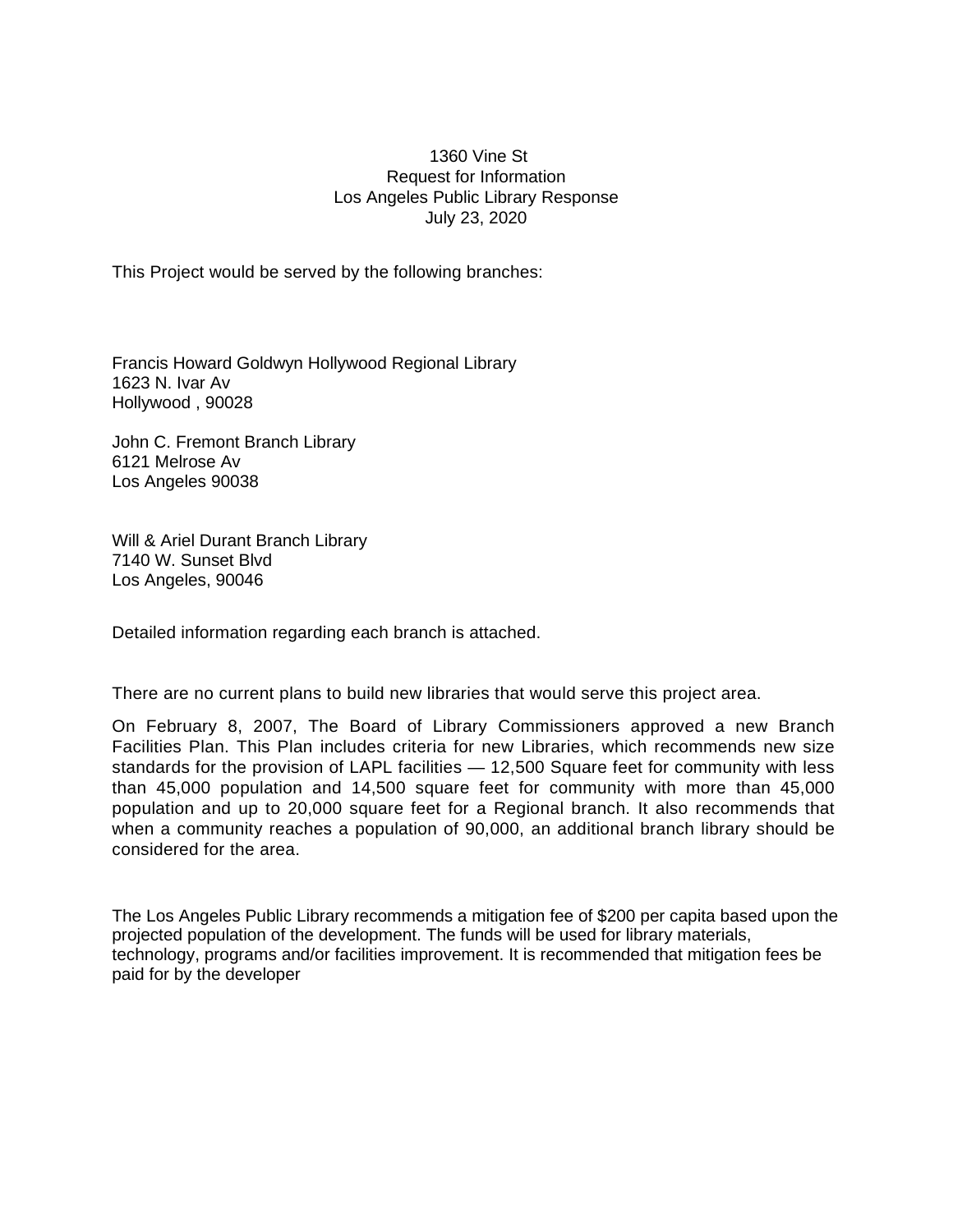1360 Vine St
Request for Information
Los Angeles Public Library Response
July 23, 2020

This Project would be served by the following branches:

Francis Howard Goldwyn Hollywood Regional Library
1623 N. Ivar Av
Hollywood , 90028

John C. Fremont Branch Library
6121 Melrose Av
Los Angeles 90038

Will & Ariel Durant Branch Library
7140 W. Sunset Blvd
Los Angeles, 90046

Detailed information regarding each branch is attached.

There are no current plans to build new libraries that would serve this project area.

On February 8, 2007, The Board of Library Commissioners approved a new Branch Facilities Plan. This Plan includes criteria for new Libraries, which recommends new size standards for the provision of LAPL facilities — 12,500 Square feet for community with less than 45,000 population and 14,500 square feet for community with more than 45,000 population and up to 20,000 square feet for a Regional branch. It also recommends that when a community reaches a population of 90,000, an additional branch library should be considered for the area.

The Los Angeles Public Library recommends a mitigation fee of $200 per capita based upon the projected population of the development. The funds will be used for library materials, technology, programs and/or facilities improvement. It is recommended that mitigation fees be paid for by the developer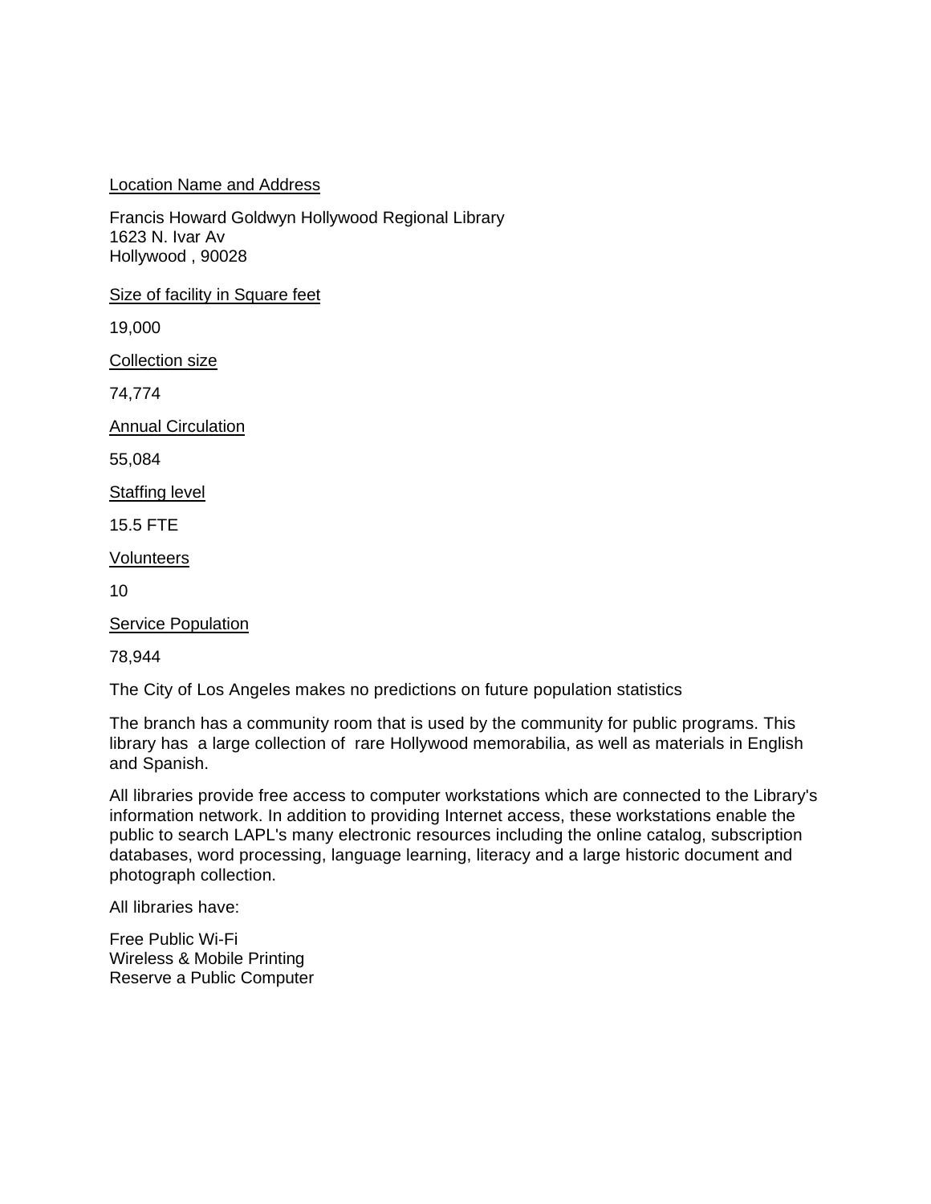<u>Location Name and Address</u>

Francis Howard Goldwyn Hollywood Regional Library
1623 N. Ivar Av
Hollywood , 90028

<u>Size of facility in Square feet</u>

19,000

<u>Collection size</u>

74,774

<u>Annual Circulation</u>

55,084

<u>Staffing level</u>

15.5 FTE

<u>Volunteers</u>

10

<u>Service Population</u>

78,944

The City of Los Angeles makes no predictions on future population statistics

The branch has a community room that is used by the community for public programs. This library has a large collection of rare Hollywood memorabilia, as well as materials in English and Spanish.

All libraries provide free access to computer workstations which are connected to the Library's information network. In addition to providing Internet access, these workstations enable the public to search LAPL's many electronic resources including the online catalog, subscription databases, word processing, language learning, literacy and a large historic document and photograph collection.

All libraries have:

Free Public Wi-Fi
Wireless & Mobile Printing
Reserve a Public Computer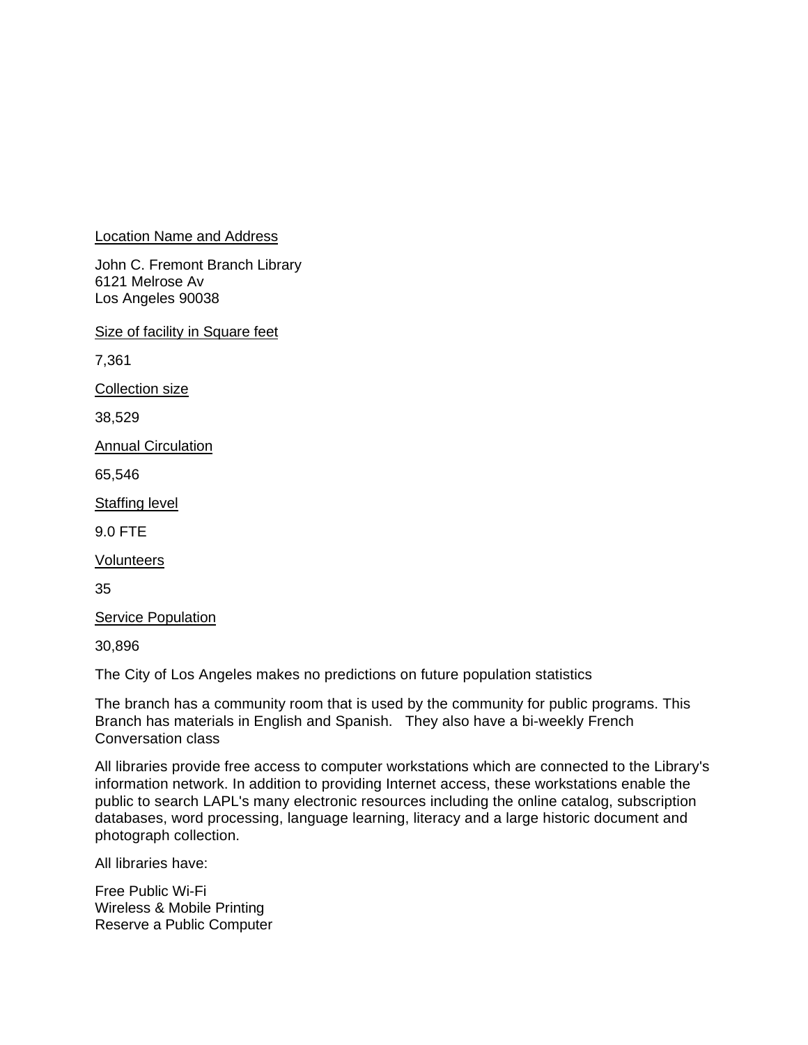<u>Location Name and Address</u>

John C. Fremont Branch Library
6121 Melrose Av
Los Angeles 90038

<u>Size of facility in Square feet</u>

7,361

<u>Collection size</u>

38,529

<u>Annual Circulation</u>

65,546

<u>Staffing level</u>

9.0 FTE

<u>Volunteers</u>

35

<u>Service Population</u>

30,896

The City of Los Angeles makes no predictions on future population statistics

The branch has a community room that is used by the community for public programs. This Branch has materials in English and Spanish. They also have a bi-weekly French Conversation class

All libraries provide free access to computer workstations which are connected to the Library's information network. In addition to providing Internet access, these workstations enable the public to search LAPL's many electronic resources including the online catalog, subscription databases, word processing, language learning, literacy and a large historic document and photograph collection.

All libraries have:

Free Public Wi-Fi
Wireless & Mobile Printing
Reserve a Public Computer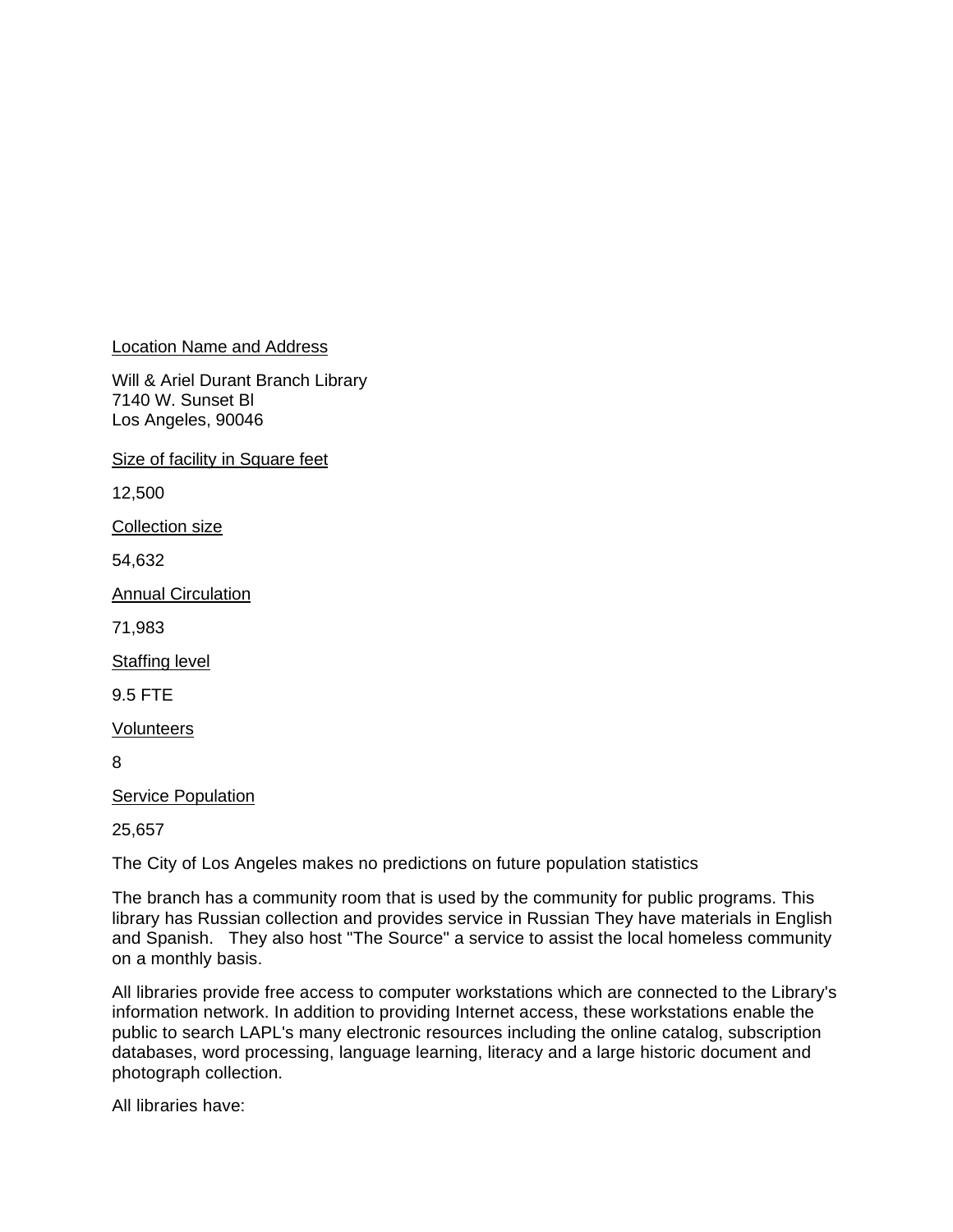<u>Location Name and Address</u>

Will & Ariel Durant Branch Library
7140 W. Sunset Bl
Los Angeles, 90046

<u>Size of facility in Square feet</u>

12,500

<u>Collection size</u>

54,632

<u>Annual Circulation</u>

71,983

<u>Staffing level</u>

9.5 FTE

<u>Volunteers</u>

8

<u>Service Population</u>

25,657

The City of Los Angeles makes no predictions on future population statistics

The branch has a community room that is used by the community for public programs. This library has Russian collection and provides service in Russian They have materials in English and Spanish.   They also host "The Source" a service to assist the local homeless community on a monthly basis.

All libraries provide free access to computer workstations which are connected to the Library's information network. In addition to providing Internet access, these workstations enable the public to search LAPL's many electronic resources including the online catalog, subscription databases, word processing, language learning, literacy and a large historic document and photograph collection.

All libraries have: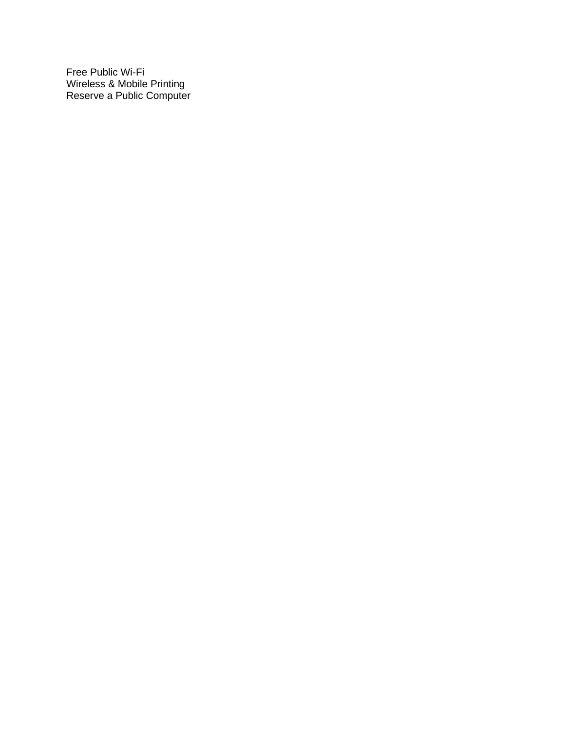Free Public Wi-Fi
Wireless & Mobile Printing
Reserve a Public Computer